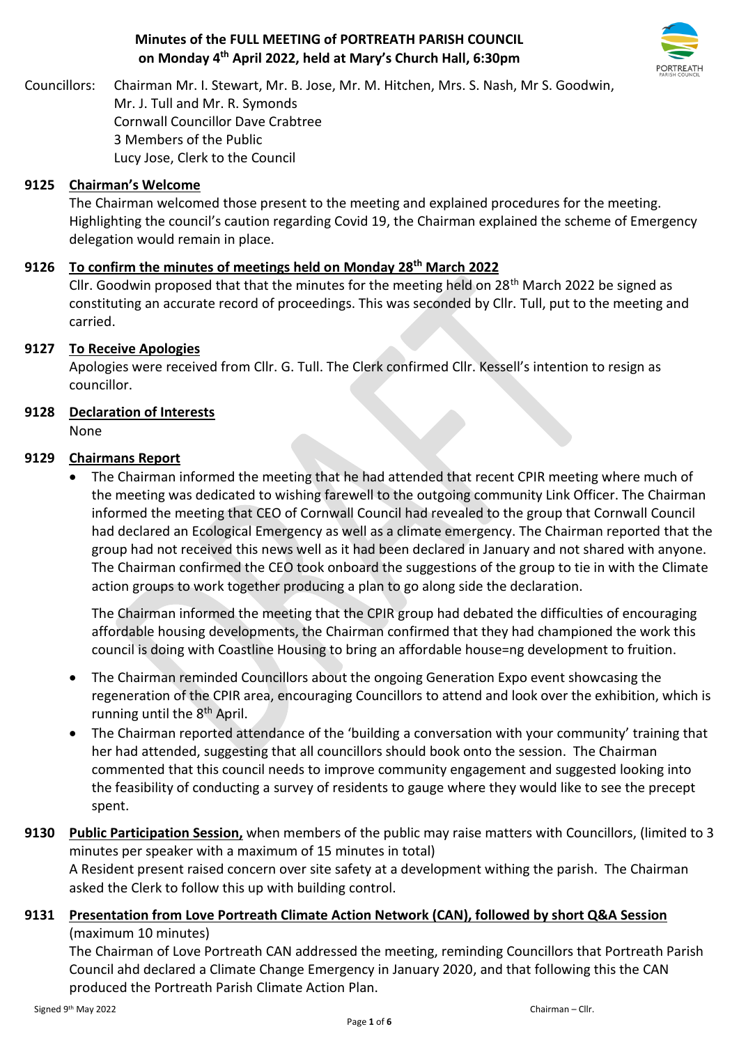# Minutes of the FULL MEETING of PORTREATH PARISH COUNCIL on Monday 4th April 2022, held at Mary's Church Hall, 6:30pm

Councillors: Chairman Mr. I. Stewart, Mr. B. Jose, Mr. M. Hitchen, Mrs. S. Nash, Mr S. Goodwin, Mr. J. Tull and Mr. R. Symonds
Cornwall Councillor Dave Crabtree
3 Members of the Public
Lucy Jose, Clerk to the Council

**9125 Chairman's Welcome**

The Chairman welcomed those present to the meeting and explained procedures for the meeting. Highlighting the council's caution regarding Covid 19, the Chairman explained the scheme of Emergency delegation would remain in place.

**9126 To confirm the minutes of meetings held on Monday 28th March 2022**

Cllr. Goodwin proposed that that the minutes for the meeting held on 28th March 2022 be signed as constituting an accurate record of proceedings. This was seconded by Cllr. Tull, put to the meeting and carried.

**9127 To Receive Apologies**

Apologies were received from Cllr. G. Tull. The Clerk confirmed Cllr. Kessell's intention to resign as councillor.

**9128 Declaration of Interests**

None

**9129 Chairmans Report**

- The Chairman informed the meeting that he had attended that recent CPIR meeting where much of the meeting was dedicated to wishing farewell to the outgoing community Link Officer. The Chairman informed the meeting that CEO of Cornwall Council had revealed to the group that Cornwall Council had declared an Ecological Emergency as well as a climate emergency. The Chairman reported that the group had not received this news well as it had been declared in January and not shared with anyone. The Chairman confirmed the CEO took onboard the suggestions of the group to tie in with the Climate action groups to work together producing a plan to go along side the declaration.

  The Chairman informed the meeting that the CPIR group had debated the difficulties of encouraging affordable housing developments, the Chairman confirmed that they had championed the work this council is doing with Coastline Housing to bring an affordable house=ng development to fruition.

- The Chairman reminded Councillors about the ongoing Generation Expo event showcasing the regeneration of the CPIR area, encouraging Councillors to attend and look over the exhibition, which is running until the 8th April.
- The Chairman reported attendance of the 'building a conversation with your community' training that her had attended, suggesting that all councillors should book onto the session. The Chairman commented that this council needs to improve community engagement and suggested looking into the feasibility of conducting a survey of residents to gauge where they would like to see the precept spent.

**9130 Public Participation Session,** when members of the public may raise matters with Councillors, (limited to 3 minutes per speaker with a maximum of 15 minutes in total)

A Resident present raised concern over site safety at a development withing the parish. The Chairman asked the Clerk to follow this up with building control.

**9131 Presentation from Love Portreath Climate Action Network (CAN), followed by short Q&A Session** (maximum 10 minutes)

The Chairman of Love Portreath CAN addressed the meeting, reminding Councillors that Portreath Parish Council ahd declared a Climate Change Emergency in January 2020, and that following this the CAN produced the Portreath Parish Climate Action Plan.

Signed 9th May 2022 Chairman – Cllr.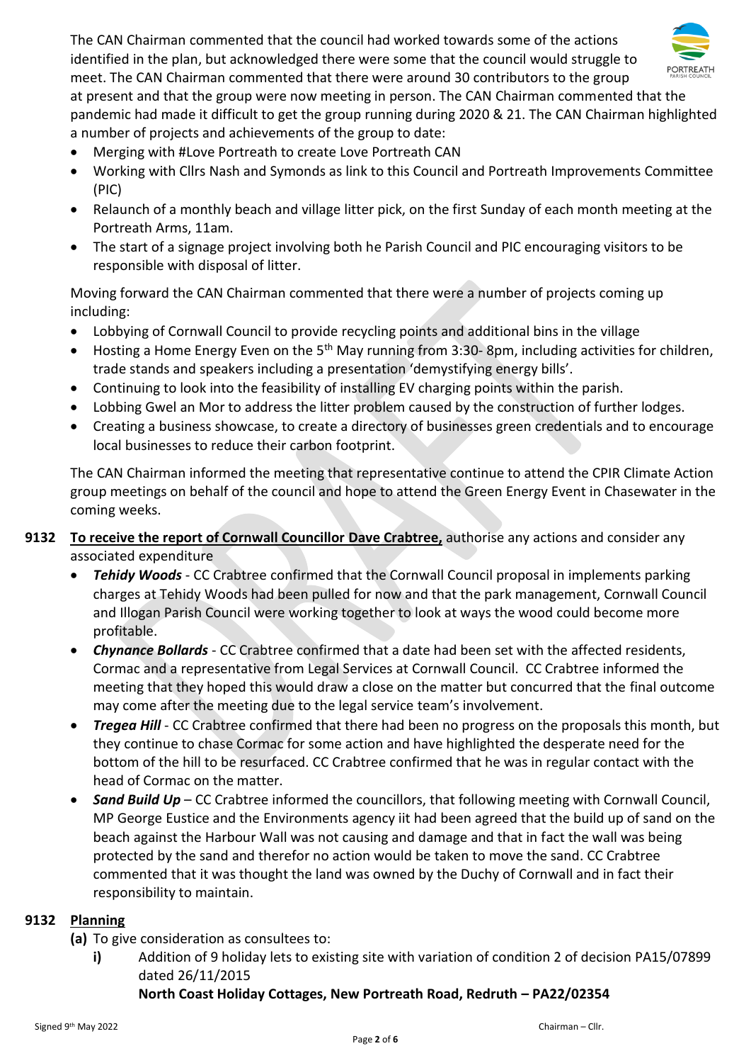The CAN Chairman commented that the council had worked towards some of the actions identified in the plan, but acknowledged there were some that the council would struggle to meet. The CAN Chairman commented that there were around 30 contributors to the group at present and that the group were now meeting in person. The CAN Chairman commented that the pandemic had made it difficult to get the group running during 2020 & 21. The CAN Chairman highlighted a number of projects and achievements of the group to date:

- Merging with #Love Portreath to create Love Portreath CAN
- Working with Cllrs Nash and Symonds as link to this Council and Portreath Improvements Committee (PIC)
- Relaunch of a monthly beach and village litter pick, on the first Sunday of each month meeting at the Portreath Arms, 11am.
- The start of a signage project involving both he Parish Council and PIC encouraging visitors to be responsible with disposal of litter.

Moving forward the CAN Chairman commented that there were a number of projects coming up including:

- Lobbying of Cornwall Council to provide recycling points and additional bins in the village
- Hosting a Home Energy Even on the 5th May running from 3:30- 8pm, including activities for children, trade stands and speakers including a presentation 'demystifying energy bills'.
- Continuing to look into the feasibility of installing EV charging points within the parish.
- Lobbing Gwel an Mor to address the litter problem caused by the construction of further lodges.
- Creating a business showcase, to create a directory of businesses green credentials and to encourage local businesses to reduce their carbon footprint.

The CAN Chairman informed the meeting that representative continue to attend the CPIR Climate Action group meetings on behalf of the council and hope to attend the Green Energy Event in Chasewater in the coming weeks.

**9132** **<u>To receive the report of Cornwall Councillor Dave Crabtree,</u>** authorise any actions and consider any associated expenditure

- ***Tehidy Woods*** - CC Crabtree confirmed that the Cornwall Council proposal in implements parking charges at Tehidy Woods had been pulled for now and that the park management, Cornwall Council and Illogan Parish Council were working together to look at ways the wood could become more profitable.
- ***Chynance Bollards*** - CC Crabtree confirmed that a date had been set with the affected residents, Cormac and a representative from Legal Services at Cornwall Council. CC Crabtree informed the meeting that they hoped this would draw a close on the matter but concurred that the final outcome may come after the meeting due to the legal service team's involvement.
- ***Tregea Hill*** - CC Crabtree confirmed that there had been no progress on the proposals this month, but they continue to chase Cormac for some action and have highlighted the desperate need for the bottom of the hill to be resurfaced. CC Crabtree confirmed that he was in regular contact with the head of Cormac on the matter.
- ***Sand Build Up*** – CC Crabtree informed the councillors, that following meeting with Cornwall Council, MP George Eustice and the Environments agency iit had been agreed that the build up of sand on the beach against the Harbour Wall was not causing and damage and that in fact the wall was being protected by the sand and therefor no action would be taken to move the sand. CC Crabtree commented that it was thought the land was owned by the Duchy of Cornwall and in fact their responsibility to maintain.

**9132** **<u>Planning</u>**

**(a)** To give consideration as consultees to:

**i)** Addition of 9 holiday lets to existing site with variation of condition 2 of decision PA15/07899 dated 26/11/2015
**North Coast Holiday Cottages, New Portreath Road, Redruth – PA22/02354**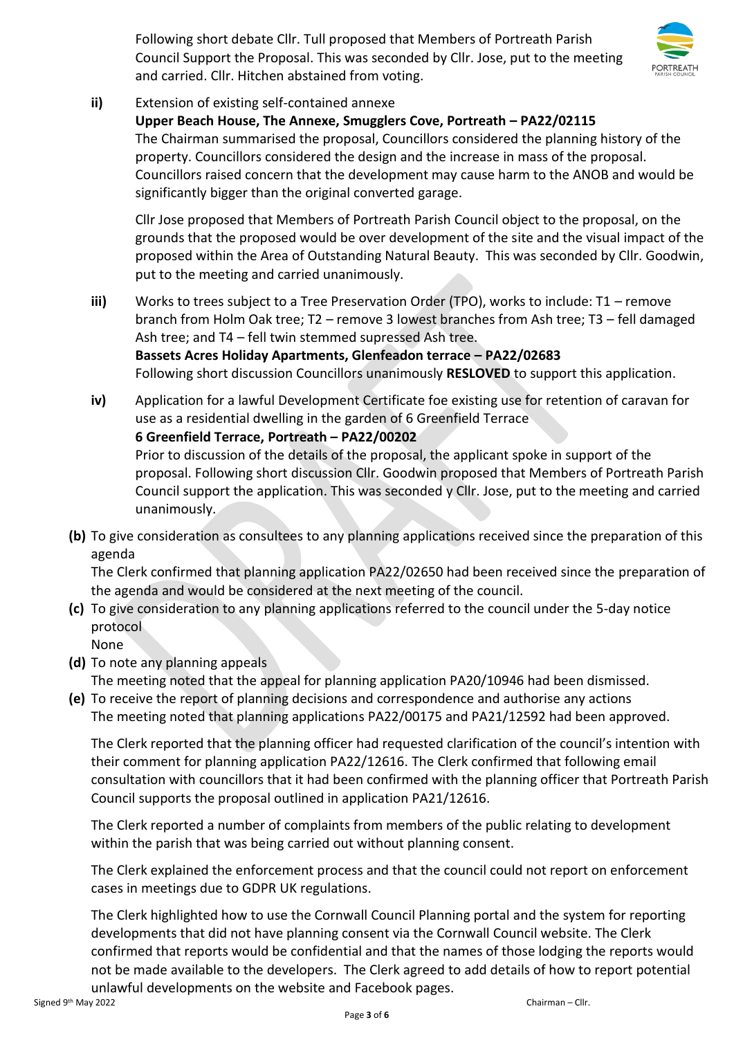Following short debate Cllr. Tull proposed that Members of Portreath Parish Council Support the Proposal. This was seconded by Cllr. Jose, put to the meeting and carried. Cllr. Hitchen abstained from voting.

**ii)** Extension of existing self-contained annexe
**Upper Beach House, The Annexe, Smugglers Cove, Portreath – PA22/02115**
The Chairman summarised the proposal, Councillors considered the planning history of the property. Councillors considered the design and the increase in mass of the proposal. Councillors raised concern that the development may cause harm to the ANOB and would be significantly bigger than the original converted garage.

Cllr Jose proposed that Members of Portreath Parish Council object to the proposal, on the grounds that the proposed would be over development of the site and the visual impact of the proposed within the Area of Outstanding Natural Beauty. This was seconded by Cllr. Goodwin, put to the meeting and carried unanimously.

**iii)** Works to trees subject to a Tree Preservation Order (TPO), works to include: T1 – remove branch from Holm Oak tree; T2 – remove 3 lowest branches from Ash tree; T3 – fell damaged Ash tree; and T4 – fell twin stemmed supressed Ash tree.
**Bassets Acres Holiday Apartments, Glenfeadon terrace – PA22/02683**
Following short discussion Councillors unanimously **RESLOVED** to support this application.

**iv)** Application for a lawful Development Certificate foe existing use for retention of caravan for use as a residential dwelling in the garden of 6 Greenfield Terrace
**6 Greenfield Terrace, Portreath – PA22/00202**
Prior to discussion of the details of the proposal, the applicant spoke in support of the proposal. Following short discussion Cllr. Goodwin proposed that Members of Portreath Parish Council support the application. This was seconded y Cllr. Jose, put to the meeting and carried unanimously.

**(b)** To give consideration as consultees to any planning applications received since the preparation of this agenda
The Clerk confirmed that planning application PA22/02650 had been received since the preparation of the agenda and would be considered at the next meeting of the council.

**(c)** To give consideration to any planning applications referred to the council under the 5-day notice protocol
None

**(d)** To note any planning appeals
The meeting noted that the appeal for planning application PA20/10946 had been dismissed.

**(e)** To receive the report of planning decisions and correspondence and authorise any actions
The meeting noted that planning applications PA22/00175 and PA21/12592 had been approved.

The Clerk reported that the planning officer had requested clarification of the council's intention with their comment for planning application PA22/12616. The Clerk confirmed that following email consultation with councillors that it had been confirmed with the planning officer that Portreath Parish Council supports the proposal outlined in application PA21/12616.

The Clerk reported a number of complaints from members of the public relating to development within the parish that was being carried out without planning consent.

The Clerk explained the enforcement process and that the council could not report on enforcement cases in meetings due to GDPR UK regulations.

The Clerk highlighted how to use the Cornwall Council Planning portal and the system for reporting developments that did not have planning consent via the Cornwall Council website. The Clerk confirmed that reports would be confidential and that the names of those lodging the reports would not be made available to the developers. The Clerk agreed to add details of how to report potential unlawful developments on the website and Facebook pages.

Signed 9th May 2022 Chairman – Cllr.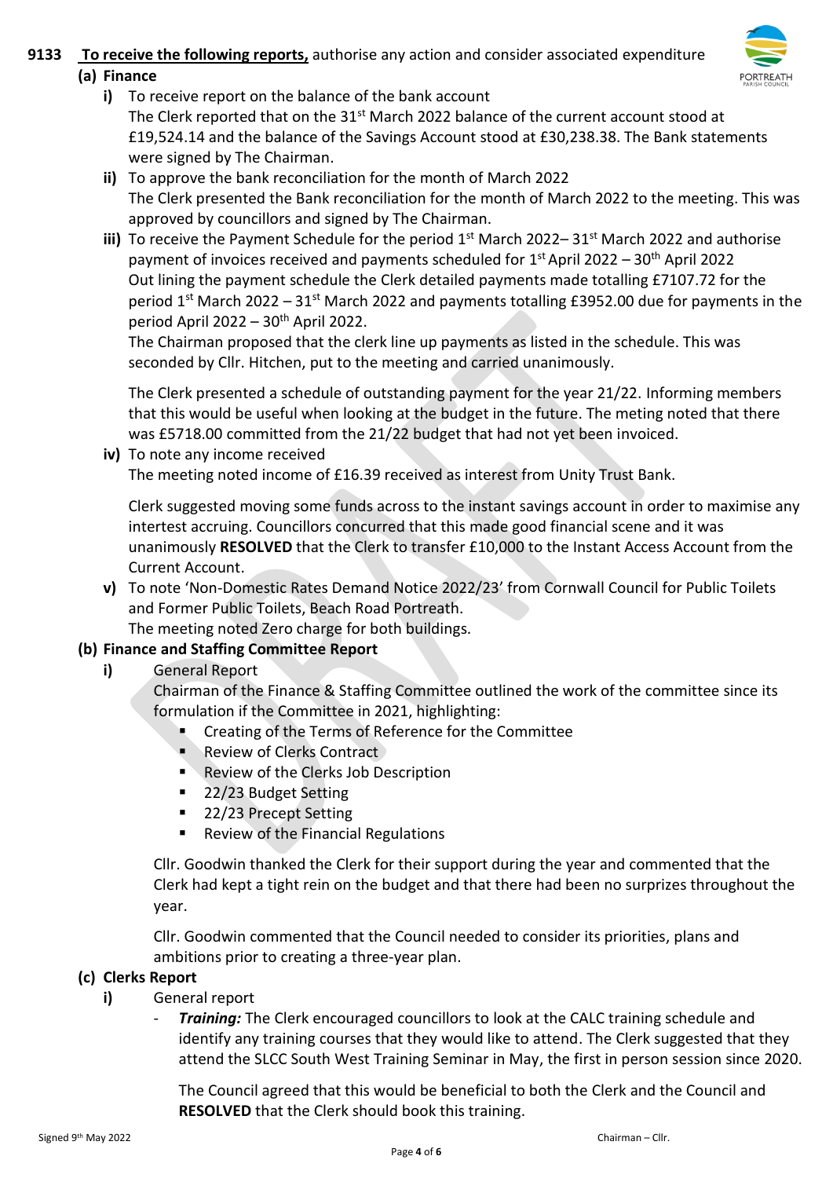**9133 To receive the following reports,** authorise any action and consider associated expenditure

**(a) Finance**

**i)** To receive report on the balance of the bank account

The Clerk reported that on the 31st March 2022 balance of the current account stood at £19,524.14 and the balance of the Savings Account stood at £30,238.38. The Bank statements were signed by The Chairman.

**ii)** To approve the bank reconciliation for the month of March 2022

The Clerk presented the Bank reconciliation for the month of March 2022 to the meeting. This was approved by councillors and signed by The Chairman.

**iii)** To receive the Payment Schedule for the period 1st March 2022– 31st March 2022 and authorise payment of invoices received and payments scheduled for 1st April 2022 – 30th April 2022

Out lining the payment schedule the Clerk detailed payments made totalling £7107.72 for the period 1st March 2022 – 31st March 2022 and payments totalling £3952.00 due for payments in the period April 2022 – 30th April 2022.

The Chairman proposed that the clerk line up payments as listed in the schedule. This was seconded by Cllr. Hitchen, put to the meeting and carried unanimously.

The Clerk presented a schedule of outstanding payment for the year 21/22. Informing members that this would be useful when looking at the budget in the future. The meting noted that there was £5718.00 committed from the 21/22 budget that had not yet been invoiced.

**iv)** To note any income received

The meeting noted income of £16.39 received as interest from Unity Trust Bank.

Clerk suggested moving some funds across to the instant savings account in order to maximise any intertest accruing. Councillors concurred that this made good financial scene and it was unanimously **RESOLVED** that the Clerk to transfer £10,000 to the Instant Access Account from the Current Account.

**v)** To note 'Non-Domestic Rates Demand Notice 2022/23' from Cornwall Council for Public Toilets and Former Public Toilets, Beach Road Portreath.

The meeting noted Zero charge for both buildings.

**(b) Finance and Staffing Committee Report**

**i)** General Report

Chairman of the Finance & Staffing Committee outlined the work of the committee since its formulation if the Committee in 2021, highlighting:

- Creating of the Terms of Reference for the Committee
- Review of Clerks Contract
- Review of the Clerks Job Description
- 22/23 Budget Setting
- 22/23 Precept Setting
- Review of the Financial Regulations

Cllr. Goodwin thanked the Clerk for their support during the year and commented that the Clerk had kept a tight rein on the budget and that there had been no surprizes throughout the year.

Cllr. Goodwin commented that the Council needed to consider its priorities, plans and ambitions prior to creating a three-year plan.

**(c) Clerks Report**

**i)** General report

- ***Training:*** The Clerk encouraged councillors to look at the CALC training schedule and identify any training courses that they would like to attend. The Clerk suggested that they attend the SLCC South West Training Seminar in May, the first in person session since 2020.

  The Council agreed that this would be beneficial to both the Clerk and the Council and **RESOLVED** that the Clerk should book this training.

Signed 9th May 2022 Chairman – Cllr.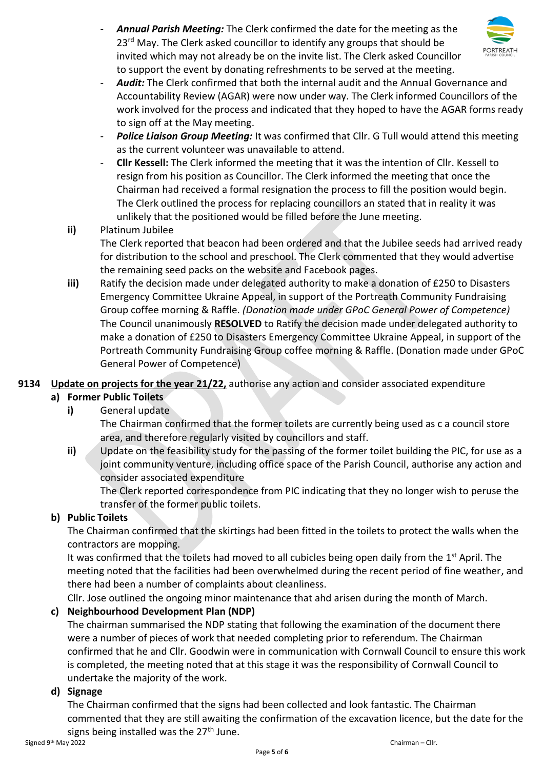- ***Annual Parish Meeting:*** The Clerk confirmed the date for the meeting as the 23rd May. The Clerk asked councillor to identify any groups that should be invited which may not already be on the invite list. The Clerk asked Councillor to support the event by donating refreshments to be served at the meeting.
- ***Audit:*** The Clerk confirmed that both the internal audit and the Annual Governance and Accountability Review (AGAR) were now under way. The Clerk informed Councillors of the work involved for the process and indicated that they hoped to have the AGAR forms ready to sign off at the May meeting.
- ***Police Liaison Group Meeting:*** It was confirmed that Cllr. G Tull would attend this meeting as the current volunteer was unavailable to attend.
- **Cllr Kessell:** The Clerk informed the meeting that it was the intention of Cllr. Kessell to resign from his position as Councillor. The Clerk informed the meeting that once the Chairman had received a formal resignation the process to fill the position would begin. The Clerk outlined the process for replacing councillors an stated that in reality it was unlikely that the positioned would be filled before the June meeting.

**ii)** Platinum Jubilee
The Clerk reported that beacon had been ordered and that the Jubilee seeds had arrived ready for distribution to the school and preschool. The Clerk commented that they would advertise the remaining seed packs on the website and Facebook pages.

**iii)** Ratify the decision made under delegated authority to make a donation of £250 to Disasters Emergency Committee Ukraine Appeal, in support of the Portreath Community Fundraising Group coffee morning & Raffle. *(Donation made under GPoC General Power of Competence)*
The Council unanimously **RESOLVED** to Ratify the decision made under delegated authority to make a donation of £250 to Disasters Emergency Committee Ukraine Appeal, in support of the Portreath Community Fundraising Group coffee morning & Raffle. (Donation made under GPoC General Power of Competence)

**9134 Update on projects for the year 21/22,** authorise any action and consider associated expenditure

**a) Former Public Toilets**

**i)** General update
The Chairman confirmed that the former toilets are currently being used as c a council store area, and therefore regularly visited by councillors and staff.

**ii)** Update on the feasibility study for the passing of the former toilet building the PIC, for use as a joint community venture, including office space of the Parish Council, authorise any action and consider associated expenditure
The Clerk reported correspondence from PIC indicating that they no longer wish to peruse the transfer of the former public toilets.

**b) Public Toilets**

The Chairman confirmed that the skirtings had been fitted in the toilets to protect the walls when the contractors are mopping.
It was confirmed that the toilets had moved to all cubicles being open daily from the 1st April. The meeting noted that the facilities had been overwhelmed during the recent period of fine weather, and there had been a number of complaints about cleanliness.
Cllr. Jose outlined the ongoing minor maintenance that ahd arisen during the month of March.

**c) Neighbourhood Development Plan (NDP)**

The chairman summarised the NDP stating that following the examination of the document there were a number of pieces of work that needed completing prior to referendum. The Chairman confirmed that he and Cllr. Goodwin were in communication with Cornwall Council to ensure this work is completed, the meeting noted that at this stage it was the responsibility of Cornwall Council to undertake the majority of the work.

**d) Signage**

The Chairman confirmed that the signs had been collected and look fantastic. The Chairman commented that they are still awaiting the confirmation of the excavation licence, but the date for the signs being installed was the 27th June.

Signed 9th May 2022 Chairman – Cllr.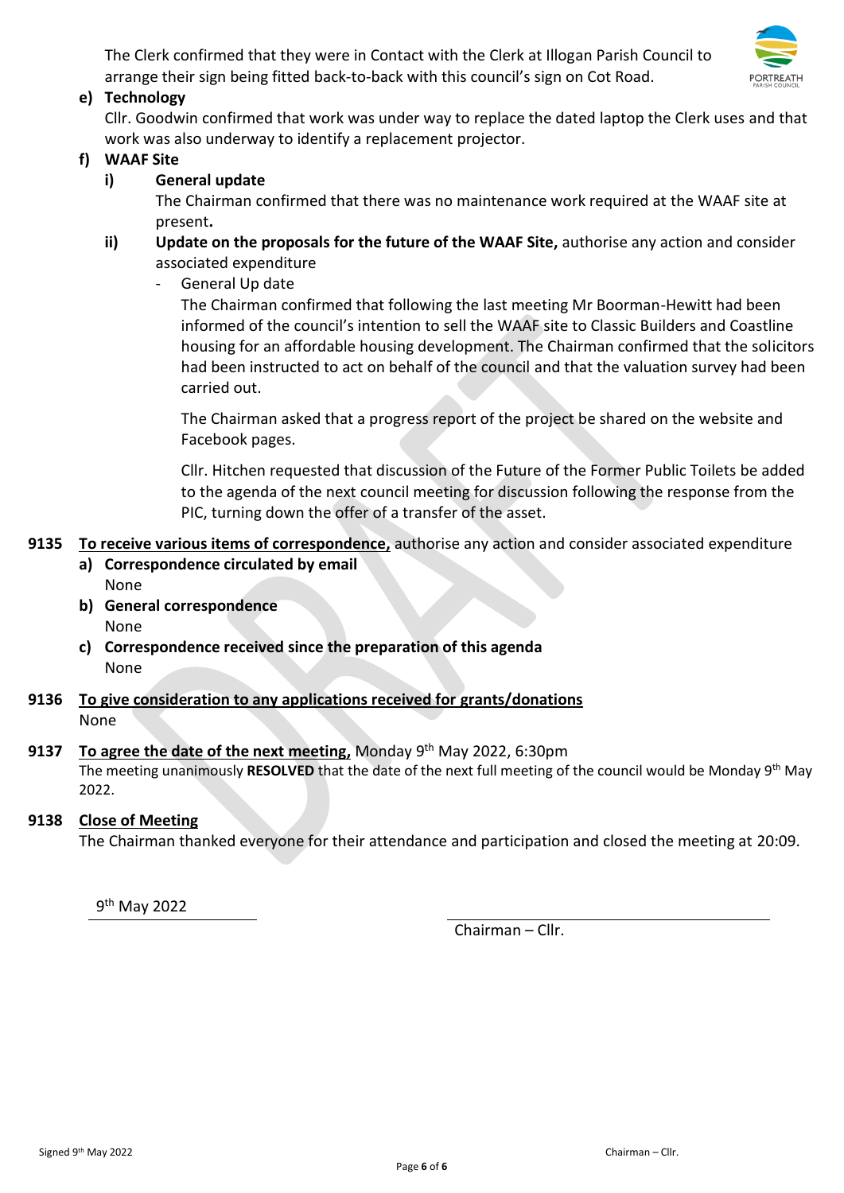The Clerk confirmed that they were in Contact with the Clerk at Illogan Parish Council to arrange their sign being fitted back-to-back with this council's sign on Cot Road.

**e) Technology**

Cllr. Goodwin confirmed that work was under way to replace the dated laptop the Clerk uses and that work was also underway to identify a replacement projector.

**f) WAAF Site**

**i) General update**

The Chairman confirmed that there was no maintenance work required at the WAAF site at present**.**

**ii) Update on the proposals for the future of the WAAF Site,** authorise any action and consider associated expenditure

- General Up date

The Chairman confirmed that following the last meeting Mr Boorman-Hewitt had been informed of the council's intention to sell the WAAF site to Classic Builders and Coastline housing for an affordable housing development. The Chairman confirmed that the solicitors had been instructed to act on behalf of the council and that the valuation survey had been carried out.

The Chairman asked that a progress report of the project be shared on the website and Facebook pages.

Cllr. Hitchen requested that discussion of the Future of the Former Public Toilets be added to the agenda of the next council meeting for discussion following the response from the PIC, turning down the offer of a transfer of the asset.

**9135 <u>To receive various items of correspondence,</u>** authorise any action and consider associated expenditure

**a) Correspondence circulated by email**

None

**b) General correspondence**

None

**c) Correspondence received since the preparation of this agenda**

None

**9136 <u>To give consideration to any applications received for grants/donations</u>**

None

**9137 <u>To agree the date of the next meeting,</u>** Monday 9th May 2022, 6:30pm

The meeting unanimously **RESOLVED** that the date of the next full meeting of the council would be Monday 9th May 2022.

**9138 <u>Close of Meeting</u>**

The Chairman thanked everyone for their attendance and participation and closed the meeting at 20:09.

9th May 2022

Chairman – Cllr.